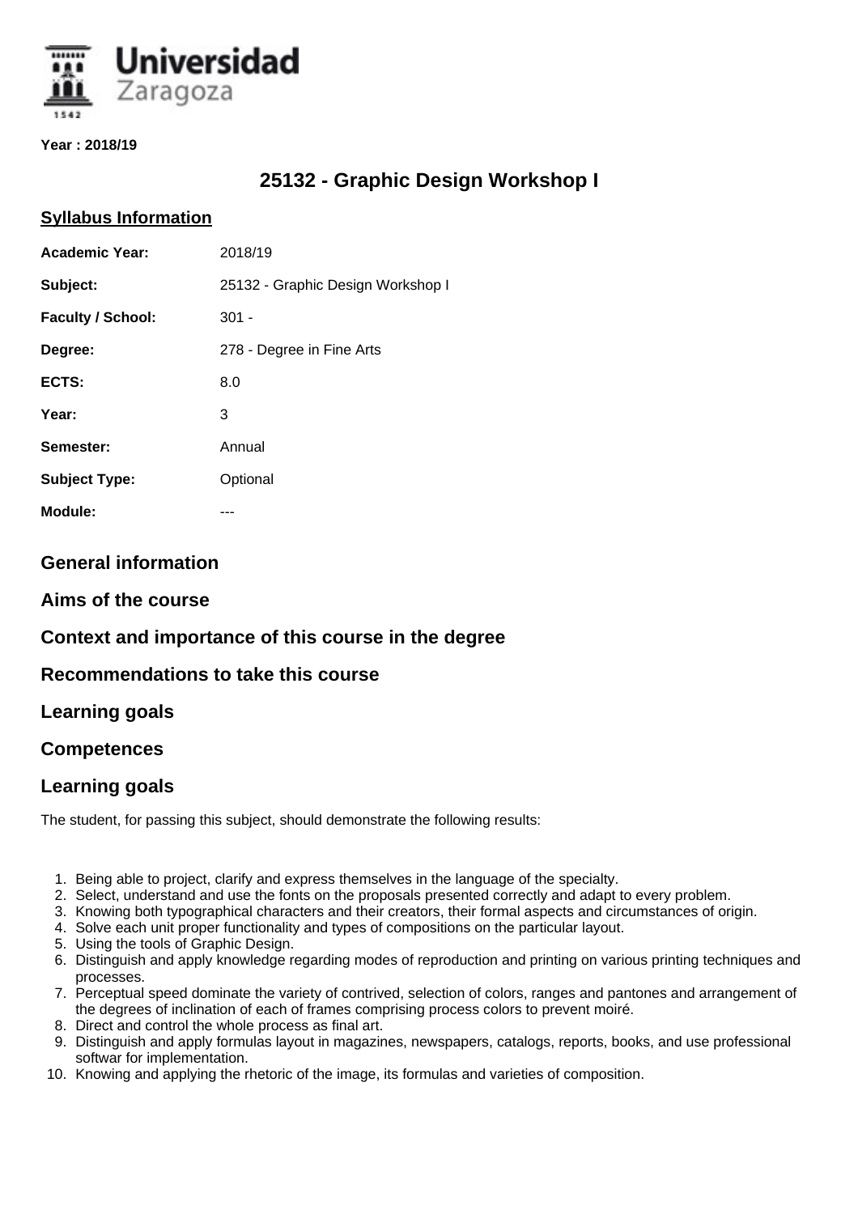**Year : 2018/19**

# 25132 - Graphic Design Workshop I

## Syllabus Information

| | |
|---|---|
| **Academic Year:** | 2018/19 |
| **Subject:** | 25132 - Graphic Design Workshop I |
| **Faculty / School:** | 301 - |
| **Degree:** | 278 - Degree in Fine Arts |
| **ECTS:** | 8.0 |
| **Year:** | 3 |
| **Semester:** | Annual |
| **Subject Type:** | Optional |
| **Module:** | --- |

## General information

## Aims of the course

## Context and importance of this course in the degree

## Recommendations to take this course

## Learning goals

## Competences

## Learning goals

The student, for passing this subject, should demonstrate the following results:

1. Being able to project, clarify and express themselves in the language of the specialty.
2. Select, understand and use the fonts on the proposals presented correctly and adapt to every problem.
3. Knowing both typographical characters and their creators, their formal aspects and circumstances of origin.
4. Solve each unit proper functionality and types of compositions on the particular layout.
5. Using the tools of Graphic Design.
6. Distinguish and apply knowledge regarding modes of reproduction and printing on various printing techniques and processes.
7. Perceptual speed dominate the variety of contrived, selection of colors, ranges and pantones and arrangement of the degrees of inclination of each of frames comprising process colors to prevent moiré.
8. Direct and control the whole process as final art.
9. Distinguish and apply formulas layout in magazines, newspapers, catalogs, reports, books, and use professional softwar for implementation.
10. Knowing and applying the rhetoric of the image, its formulas and varieties of composition.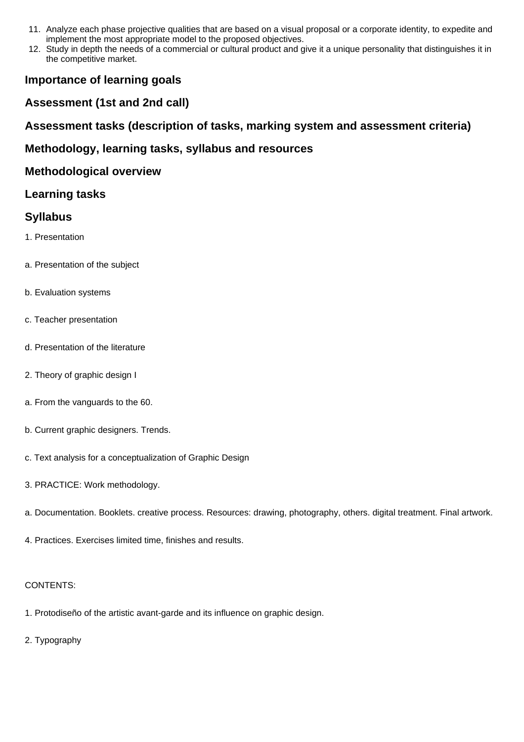11. Analyze each phase projective qualities that are based on a visual proposal or a corporate identity, to expedite and implement the most appropriate model to the proposed objectives.
12. Study in depth the needs of a commercial or cultural product and give it a unique personality that distinguishes it in the competitive market.

## Importance of learning goals

## Assessment (1st and 2nd call)

## Assessment tasks (description of tasks, marking system and assessment criteria)

## Methodology, learning tasks, syllabus and resources

## Methodological overview

## Learning tasks

## Syllabus

1. Presentation

a. Presentation of the subject

b. Evaluation systems

c. Teacher presentation

d. Presentation of the literature

2. Theory of graphic design I

a. From the vanguards to the 60.

b. Current graphic designers. Trends.

c. Text analysis for a conceptualization of Graphic Design

3. PRACTICE: Work methodology.

a. Documentation. Booklets. creative process. Resources: drawing, photography, others. digital treatment. Final artwork.

4. Practices. Exercises limited time, finishes and results.

CONTENTS:

1. Protodiseño of the artistic avant-garde and its influence on graphic design.

2. Typography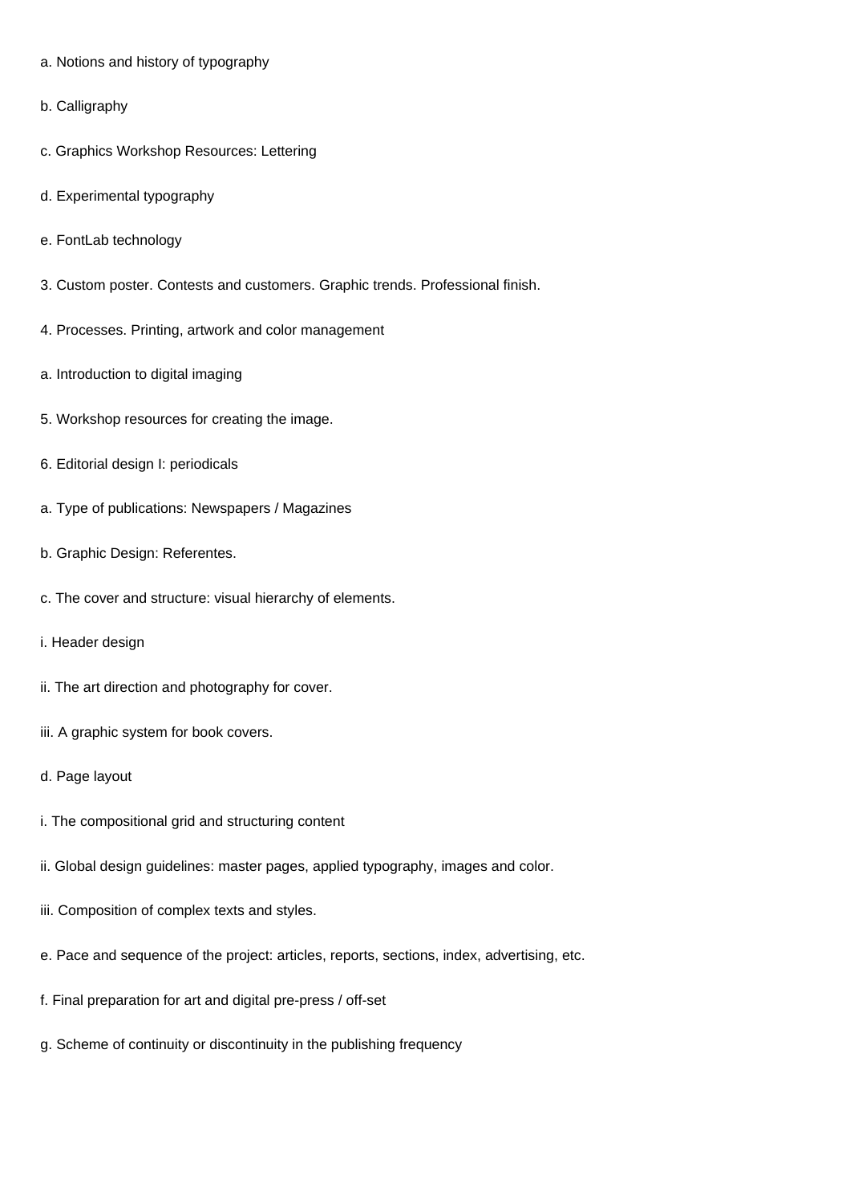a. Notions and history of typography

b. Calligraphy

c. Graphics Workshop Resources: Lettering

d. Experimental typography

e. FontLab technology

3. Custom poster. Contests and customers. Graphic trends. Professional finish.

4. Processes. Printing, artwork and color management

a. Introduction to digital imaging

5. Workshop resources for creating the image.

6. Editorial design I: periodicals

a. Type of publications: Newspapers / Magazines

b. Graphic Design: Referentes.

c. The cover and structure: visual hierarchy of elements.

i. Header design

ii. The art direction and photography for cover.

iii. A graphic system for book covers.

d. Page layout

i. The compositional grid and structuring content

ii. Global design guidelines: master pages, applied typography, images and color.

iii. Composition of complex texts and styles.

e. Pace and sequence of the project: articles, reports, sections, index, advertising, etc.

f. Final preparation for art and digital pre-press / off-set

g. Scheme of continuity or discontinuity in the publishing frequency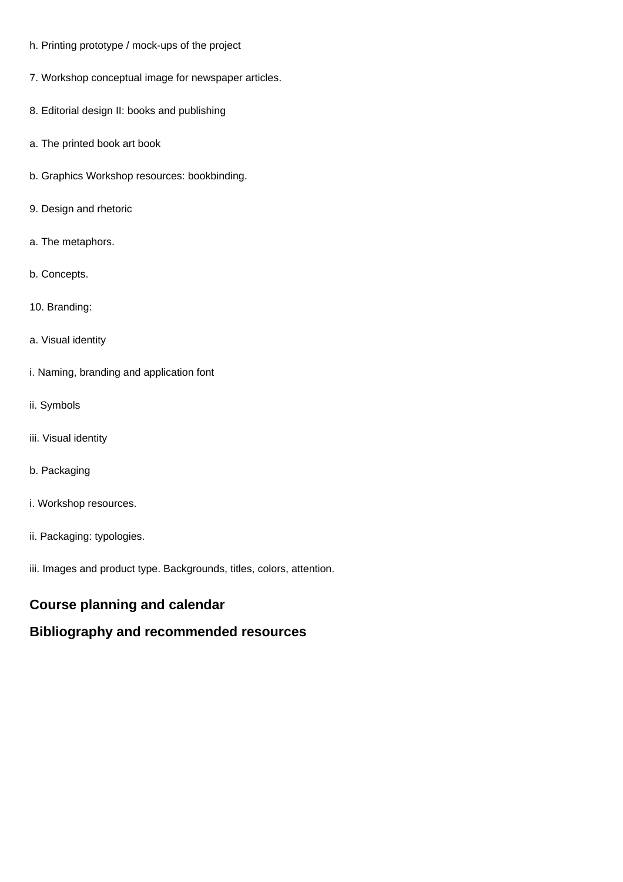h. Printing prototype / mock-ups of the project

7. Workshop conceptual image for newspaper articles.

8. Editorial design II: books and publishing

a. The printed book art book

b. Graphics Workshop resources: bookbinding.

9. Design and rhetoric

a. The metaphors.

b. Concepts.

10. Branding:

a. Visual identity

i. Naming, branding and application font

ii. Symbols

iii. Visual identity

b. Packaging

i. Workshop resources.

ii. Packaging: typologies.

iii. Images and product type. Backgrounds, titles, colors, attention.

## Course planning and calendar

## Bibliography and recommended resources